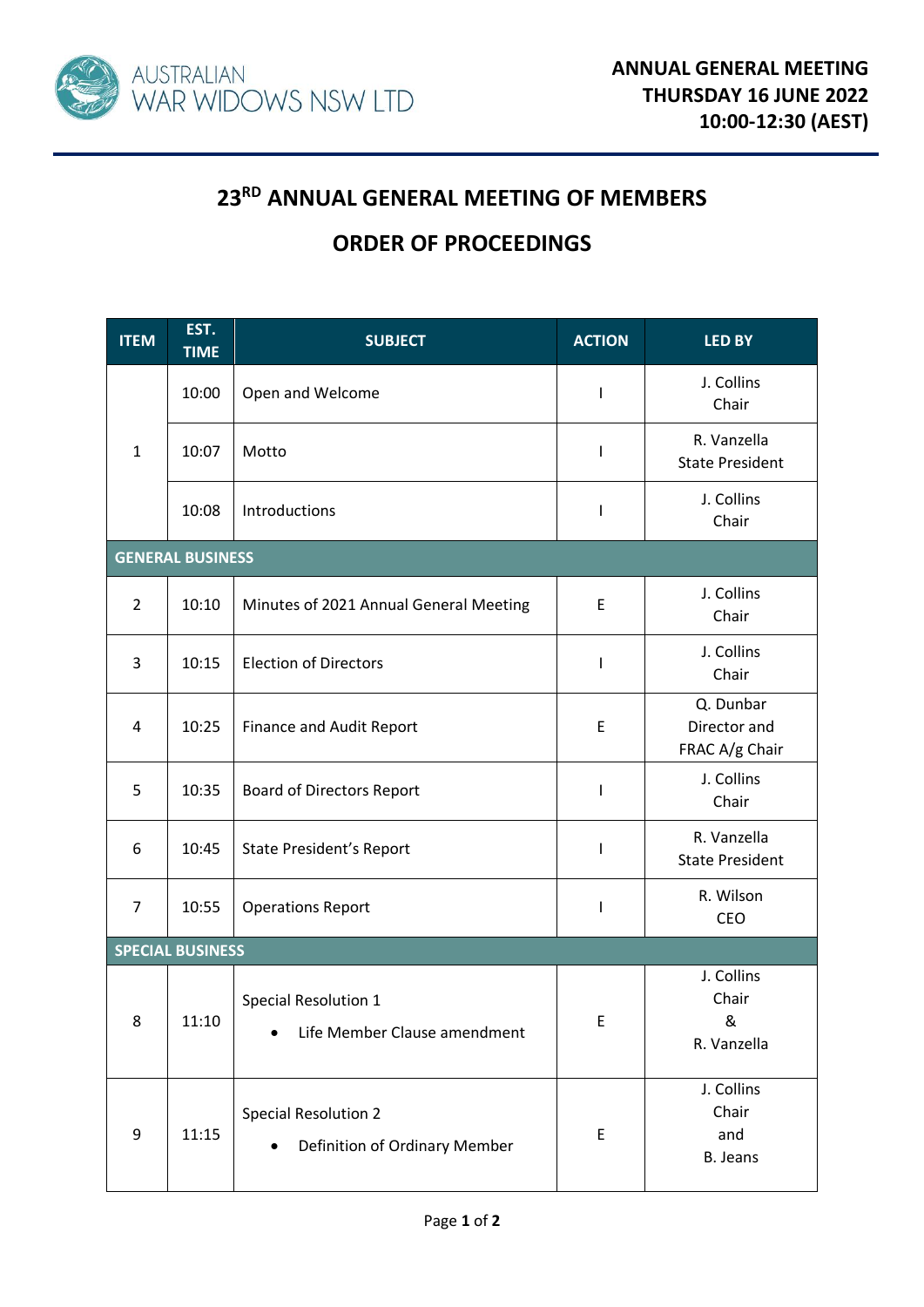AUSTRALIAN WAR WIDOWS NSW LTD

**ANNUAL GENERAL MEETING**
**THURSDAY 16 JUNE 2022**
**10:00-12:30 (AEST)**

# 23RD ANNUAL GENERAL MEETING OF MEMBERS

## ORDER OF PROCEEDINGS

| ITEM | EST. TIME | SUBJECT | ACTION | LED BY |
|---|---|---|---|---|
| 1 | 10:00 | Open and Welcome | I | J. Collins Chair |
| | 10:07 | Motto | I | R. Vanzella State President |
| | 10:08 | Introductions | I | J. Collins Chair |
| **GENERAL BUSINESS** | | | | |
| 2 | 10:10 | Minutes of 2021 Annual General Meeting | E | J. Collins Chair |
| 3 | 10:15 | Election of Directors | I | J. Collins Chair |
| 4 | 10:25 | Finance and Audit Report | E | Q. Dunbar Director and FRAC A/g Chair |
| 5 | 10:35 | Board of Directors Report | I | J. Collins Chair |
| 6 | 10:45 | State President's Report | I | R. Vanzella State President |
| 7 | 10:55 | Operations Report | I | R. Wilson CEO |
| **SPECIAL BUSINESS** | | | | |
| 8 | 11:10 | Special Resolution 1 • Life Member Clause amendment | E | J. Collins Chair & R. Vanzella |
| 9 | 11:15 | Special Resolution 2 • Definition of Ordinary Member | E | J. Collins Chair and B. Jeans |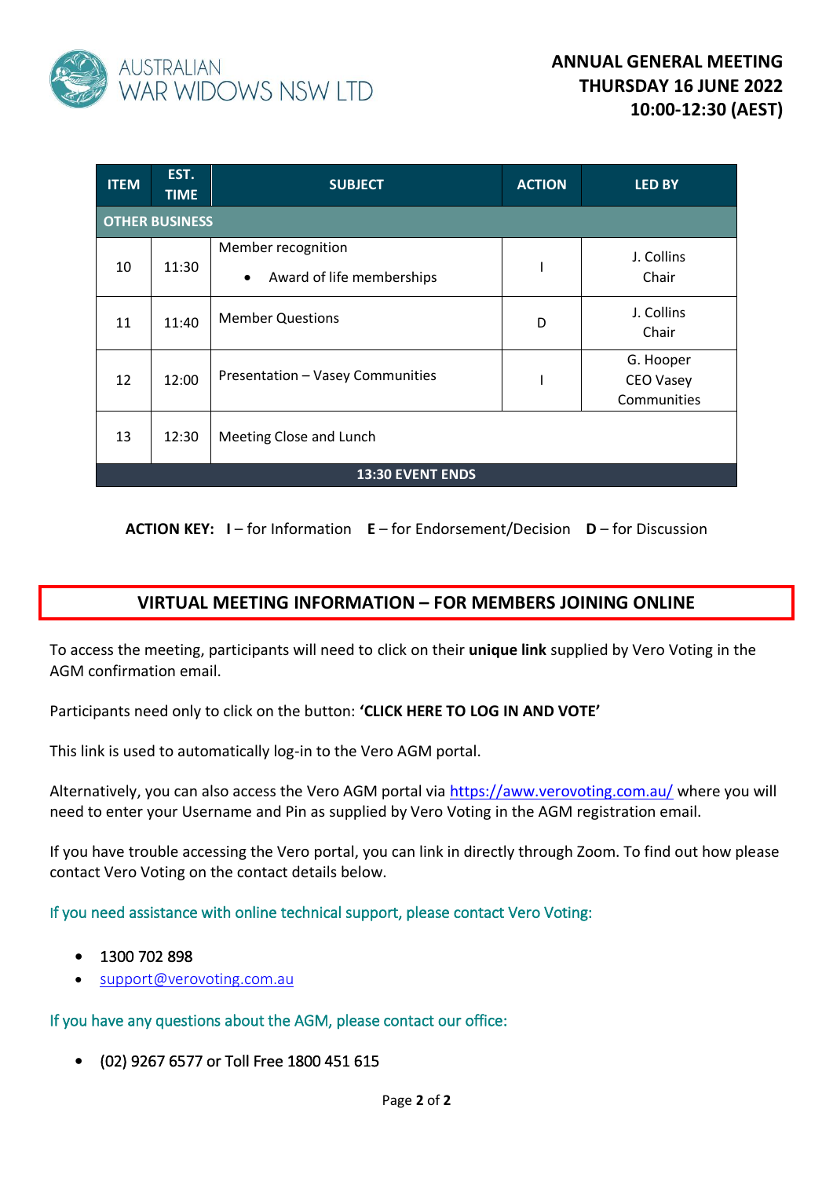AUSTRALIAN WAR WIDOWS NSW LTD

**ANNUAL GENERAL MEETING**
**THURSDAY 16 JUNE 2022**
**10:00-12:30 (AEST)**

| ITEM | EST. TIME | SUBJECT | ACTION | LED BY |
|---|---|---|---|---|
| **OTHER BUSINESS** | | | | |
| 10 | 11:30 | Member recognition<br>• Award of life memberships | I | J. Collins<br>Chair |
| 11 | 11:40 | Member Questions | D | J. Collins<br>Chair |
| 12 | 12:00 | Presentation – Vasey Communities | I | G. Hooper<br>CEO Vasey Communities |
| 13 | 12:30 | Meeting Close and Lunch | | |
| **13:30 EVENT ENDS** | | | | |

**ACTION KEY:** **I** – for Information **E** – for Endorsement/Decision **D** – for Discussion

## VIRTUAL MEETING INFORMATION – FOR MEMBERS JOINING ONLINE

To access the meeting, participants will need to click on their **unique link** supplied by Vero Voting in the AGM confirmation email.

Participants need only to click on the button: **'CLICK HERE TO LOG IN AND VOTE'**

This link is used to automatically log-in to the Vero AGM portal.

Alternatively, you can also access the Vero AGM portal via https://aww.verovoting.com.au/ where you will need to enter your Username and Pin as supplied by Vero Voting in the AGM registration email.

If you have trouble accessing the Vero portal, you can link in directly through Zoom. To find out how please contact Vero Voting on the contact details below.

If you need assistance with online technical support, please contact Vero Voting:

- 1300 702 898
- support@verovoting.com.au

If you have any questions about the AGM, please contact our office:

- (02) 9267 6577 or Toll Free 1800 451 615